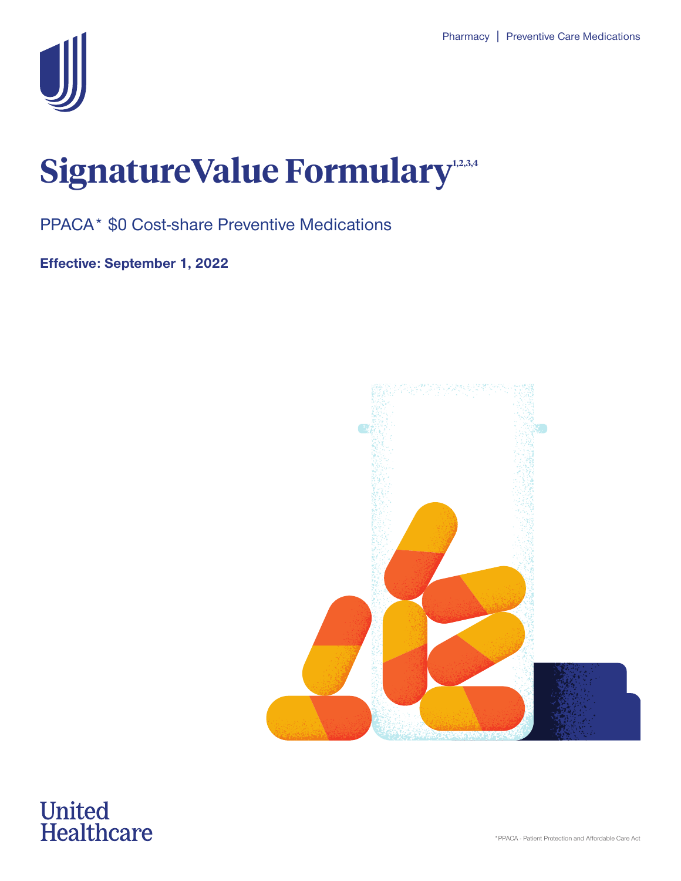Pharmacy | Preventive Care Medications

# SignatureValue Formulary[1,2,3,4]

PPACA* $0 Cost-share Preventive Medications

**Effective: September 1, 2022**

United Healthcare

*PPACA - Patient Protection and Affordable Care Act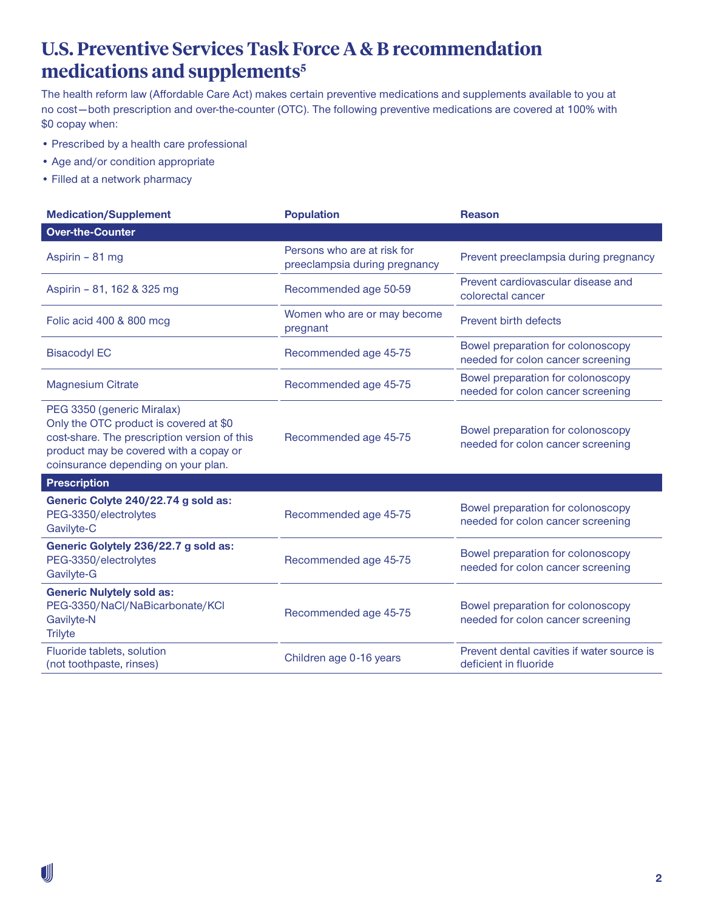# U.S. Preventive Services Task Force A & B recommendation medications and supplements[5]

The health reform law (Affordable Care Act) makes certain preventive medications and supplements available to you at no cost—both prescription and over-the-counter (OTC). The following preventive medications are covered at 100% with $0 copay when:

- Prescribed by a health care professional
- Age and/or condition appropriate
- Filled at a network pharmacy

| Medication/Supplement | Population | Reason |
|---|---|---|
| **Over-the-Counter** | | |
| Aspirin – 81 mg | Persons who are at risk for preeclampsia during pregnancy | Prevent preeclampsia during pregnancy |
| Aspirin – 81, 162 & 325 mg | Recommended age 50-59 | Prevent cardiovascular disease and colorectal cancer |
| Folic acid 400 & 800 mcg | Women who are or may become pregnant | Prevent birth defects |
| Bisacodyl EC | Recommended age 45-75 | Bowel preparation for colonoscopy needed for colon cancer screening |
| Magnesium Citrate | Recommended age 45-75 | Bowel preparation for colonoscopy needed for colon cancer screening |
| PEG 3350 (generic Miralax)<br>Only the OTC product is covered at $0 cost-share. The prescription version of this product may be covered with a copay or coinsurance depending on your plan. | Recommended age 45-75 | Bowel preparation for colonoscopy needed for colon cancer screening |
| **Prescription** | | |
| **Generic Colyte 240/22.74 g sold as:**<br>PEG-3350/electrolytes<br>Gavilyte-C | Recommended age 45-75 | Bowel preparation for colonoscopy needed for colon cancer screening |
| **Generic Golytely 236/22.7 g sold as:**<br>PEG-3350/electrolytes<br>Gavilyte-G | Recommended age 45-75 | Bowel preparation for colonoscopy needed for colon cancer screening |
| **Generic Nulytely sold as:**<br>PEG-3350/NaCl/NaBicarbonate/KCl<br>Gavilyte-N<br>Trilyte | Recommended age 45-75 | Bowel preparation for colonoscopy needed for colon cancer screening |
| Fluoride tablets, solution<br>(not toothpaste, rinses) | Children age 0-16 years | Prevent dental cavities if water source is deficient in fluoride |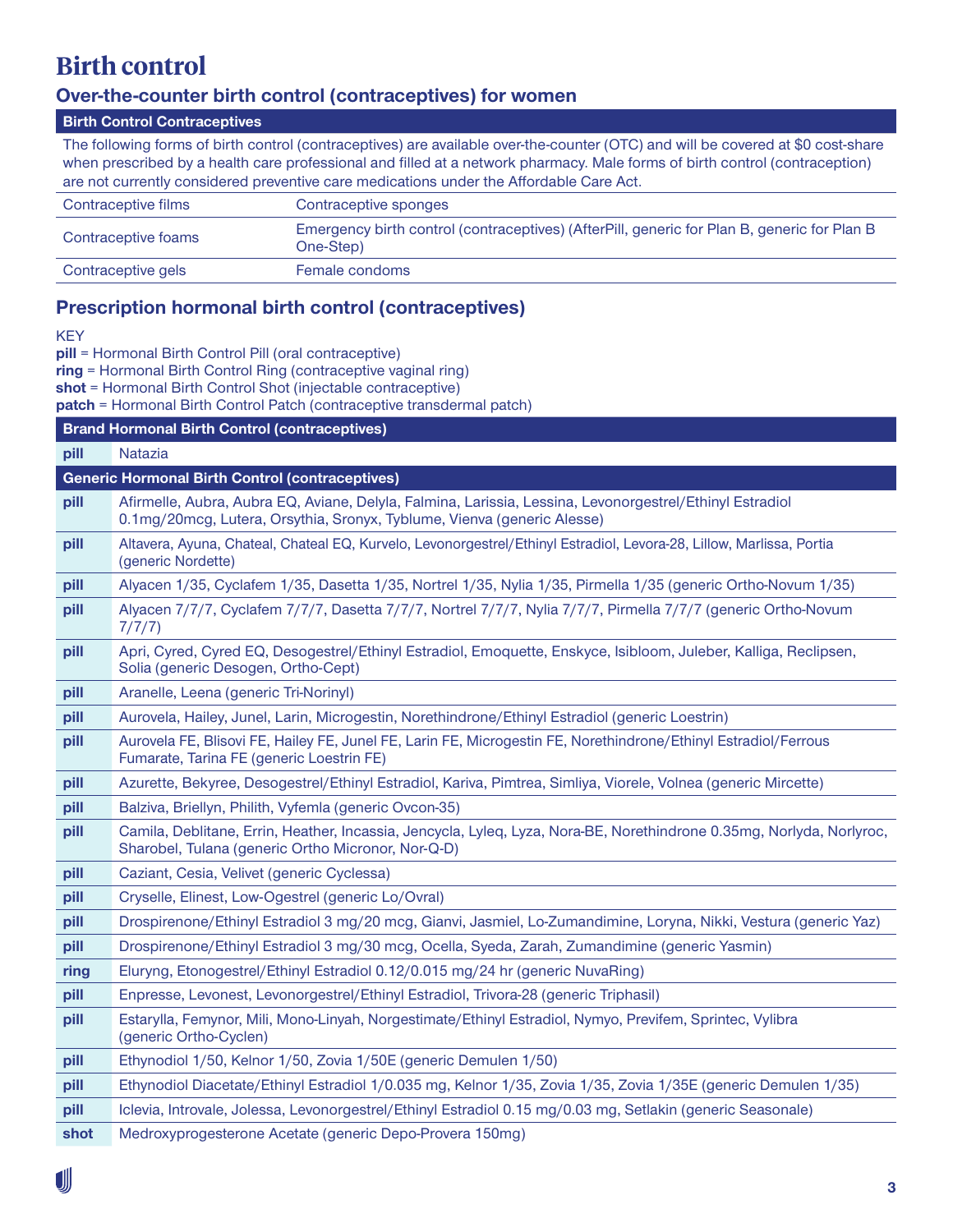# Birth control

## Over-the-counter birth control (contraceptives) for women

| Birth Control Contraceptives | |
|---|---|
| The following forms of birth control (contraceptives) are available over-the-counter (OTC) and will be covered at $0 cost-share when prescribed by a health care professional and filled at a network pharmacy. Male forms of birth control (contraception) are not currently considered preventive care medications under the Affordable Care Act. | |
| Contraceptive films | Contraceptive sponges |
| Contraceptive foams | Emergency birth control (contraceptives) (AfterPill, generic for Plan B, generic for Plan B One-Step) |
| Contraceptive gels | Female condoms |

## Prescription hormonal birth control (contraceptives)

KEY
**pill** = Hormonal Birth Control Pill (oral contraceptive)
**ring** = Hormonal Birth Control Ring (contraceptive vaginal ring)
**shot** = Hormonal Birth Control Shot (injectable contraceptive)
**patch** = Hormonal Birth Control Patch (contraceptive transdermal patch)

| Brand Hormonal Birth Control (contraceptives) | |
|---|---|
| **pill** | Natazia |
| **Generic Hormonal Birth Control (contraceptives)** | |
| **pill** | Afirmelle, Aubra, Aubra EQ, Aviane, Delyla, Falmina, Larissia, Lessina, Levonorgestrel/Ethinyl Estradiol 0.1mg/20mcg, Lutera, Orsythia, Sronyx, Tyblume, Vienva (generic Alesse) |
| **pill** | Altavera, Ayuna, Chateal, Chateal EQ, Kurvelo, Levonorgestrel/Ethinyl Estradiol, Levora-28, Lillow, Marlissa, Portia (generic Nordette) |
| **pill** | Alyacen 1/35, Cyclafem 1/35, Dasetta 1/35, Nortrel 1/35, Nylia 1/35, Pirmella 1/35 (generic Ortho-Novum 1/35) |
| **pill** | Alyacen 7/7/7, Cyclafem 7/7/7, Dasetta 7/7/7, Nortrel 7/7/7, Nylia 7/7/7, Pirmella 7/7/7 (generic Ortho-Novum 7/7/7) |
| **pill** | Apri, Cyred, Cyred EQ, Desogestrel/Ethinyl Estradiol, Emoquette, Enskyce, Isibloom, Juleber, Kalliga, Reclipsen, Solia (generic Desogen, Ortho-Cept) |
| **pill** | Aranelle, Leena (generic Tri-Norinyl) |
| **pill** | Aurovela, Hailey, Junel, Larin, Microgestin, Norethindrone/Ethinyl Estradiol (generic Loestrin) |
| **pill** | Aurovela FE, Blisovi FE, Hailey FE, Junel FE, Larin FE, Microgestin FE, Norethindrone/Ethinyl Estradiol/Ferrous Fumarate, Tarina FE (generic Loestrin FE) |
| **pill** | Azurette, Bekyree, Desogestrel/Ethinyl Estradiol, Kariva, Pimtrea, Simliya, Viorele, Volnea (generic Mircette) |
| **pill** | Balziva, Briellyn, Philith, Vyfemla (generic Ovcon-35) |
| **pill** | Camila, Deblitane, Errin, Heather, Incassia, Jencycla, Lyleq, Lyza, Nora-BE, Norethindrone 0.35mg, Norlyda, Norlyroc, Sharobel, Tulana (generic Ortho Micronor, Nor-Q-D) |
| **pill** | Caziant, Cesia, Velivet (generic Cyclessa) |
| **pill** | Cryselle, Elinest, Low-Ogestrel (generic Lo/Ovral) |
| **pill** | Drospirenone/Ethinyl Estradiol 3 mg/20 mcg, Gianvi, Jasmiel, Lo-Zumandimine, Loryna, Nikki, Vestura (generic Yaz) |
| **pill** | Drospirenone/Ethinyl Estradiol 3 mg/30 mcg, Ocella, Syeda, Zarah, Zumandimine (generic Yasmin) |
| **ring** | Eluryng, Etonogestrel/Ethinyl Estradiol 0.12/0.015 mg/24 hr (generic NuvaRing) |
| **pill** | Enpresse, Levonest, Levonorgestrel/Ethinyl Estradiol, Trivora-28 (generic Triphasil) |
| **pill** | Estarylla, Femynor, Mili, Mono-Linyah, Norgestimate/Ethinyl Estradiol, Nymyo, Previfem, Sprintec, Vylibra (generic Ortho-Cyclen) |
| **pill** | Ethynodiol 1/50, Kelnor 1/50, Zovia 1/50E (generic Demulen 1/50) |
| **pill** | Ethynodiol Diacetate/Ethinyl Estradiol 1/0.035 mg, Kelnor 1/35, Zovia 1/35, Zovia 1/35E (generic Demulen 1/35) |
| **pill** | Iclevia, Introvale, Jolessa, Levonorgestrel/Ethinyl Estradiol 0.15 mg/0.03 mg, Setlakin (generic Seasonale) |
| **shot** | Medroxyprogesterone Acetate (generic Depo-Provera 150mg) |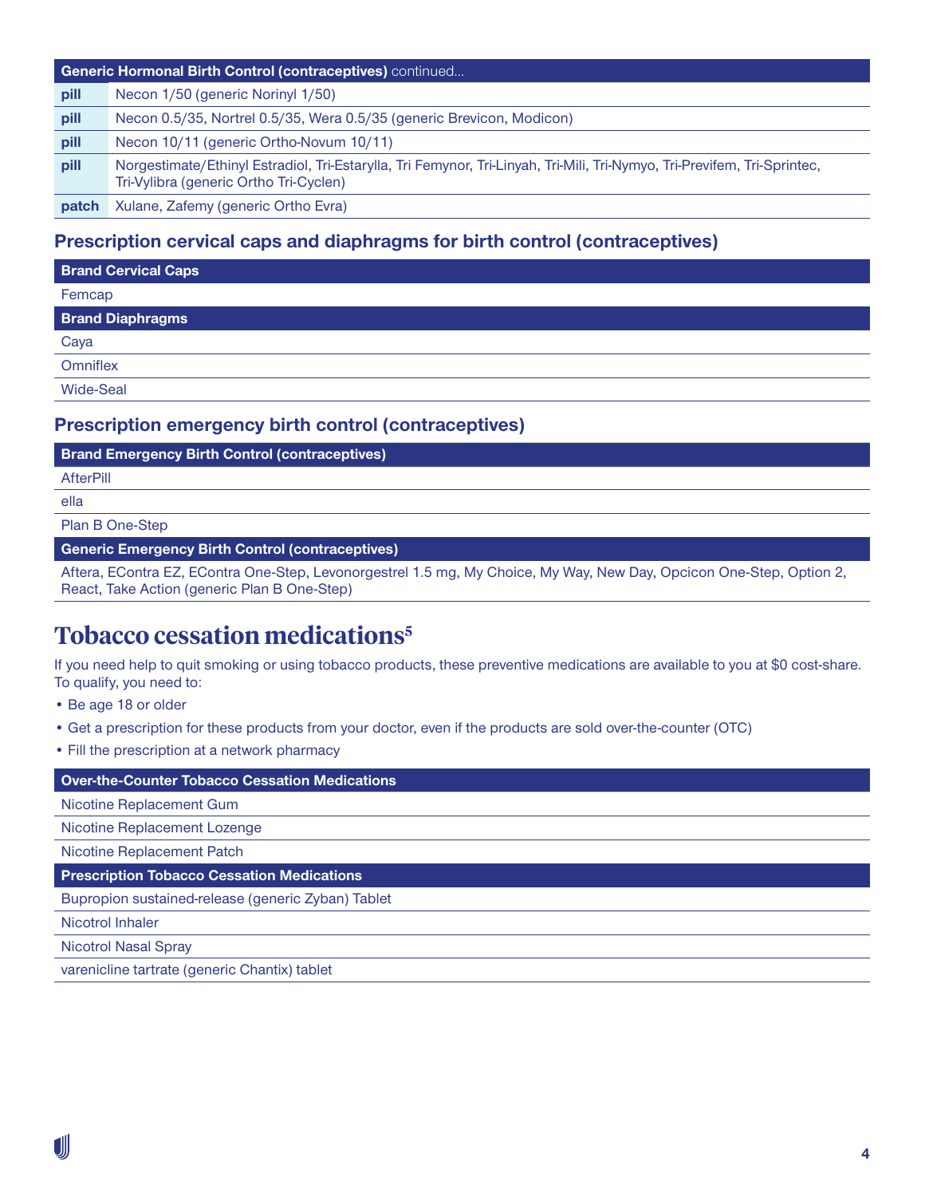| Generic Hormonal Birth Control (contraceptives) continued... | |
|---|---|
| **pill** | Necon 1/50 (generic Norinyl 1/50) |
| **pill** | Necon 0.5/35, Nortrel 0.5/35, Wera 0.5/35 (generic Brevicon, Modicon) |
| **pill** | Necon 10/11 (generic Ortho-Novum 10/11) |
| **pill** | Norgestimate/Ethinyl Estradiol, Tri-Estarylla, Tri Femynor, Tri-Linyah, Tri-Mili, Tri-Nymyo, Tri-Previfem, Tri-Sprintec, Tri-Vylibra (generic Ortho Tri-Cyclen) |
| **patch** | Xulane, Zafemy (generic Ortho Evra) |

### Prescription cervical caps and diaphragms for birth control (contraceptives)

| Brand Cervical Caps |
|---|
| Femcap |
| **Brand Diaphragms** |
| Caya |
| Omniflex |
| Wide-Seal |

### Prescription emergency birth control (contraceptives)

| Brand Emergency Birth Control (contraceptives) |
|---|
| AfterPill |
| ella |
| Plan B One-Step |
| **Generic Emergency Birth Control (contraceptives)** |
| Aftera, EContra EZ, EContra One-Step, Levonorgestrel 1.5 mg, My Choice, My Way, New Day, Opcicon One-Step, Option 2, React, Take Action (generic Plan B One-Step) |

## Tobacco cessation medications[5]

If you need help to quit smoking or using tobacco products, these preventive medications are available to you at $0 cost-share. To qualify, you need to:

- Be age 18 or older
- Get a prescription for these products from your doctor, even if the products are sold over-the-counter (OTC)
- Fill the prescription at a network pharmacy

| Over-the-Counter Tobacco Cessation Medications |
|---|
| Nicotine Replacement Gum |
| Nicotine Replacement Lozenge |
| Nicotine Replacement Patch |
| **Prescription Tobacco Cessation Medications** |
| Bupropion sustained-release (generic Zyban) Tablet |
| Nicotrol Inhaler |
| Nicotrol Nasal Spray |
| varenicline tartrate (generic Chantix) tablet |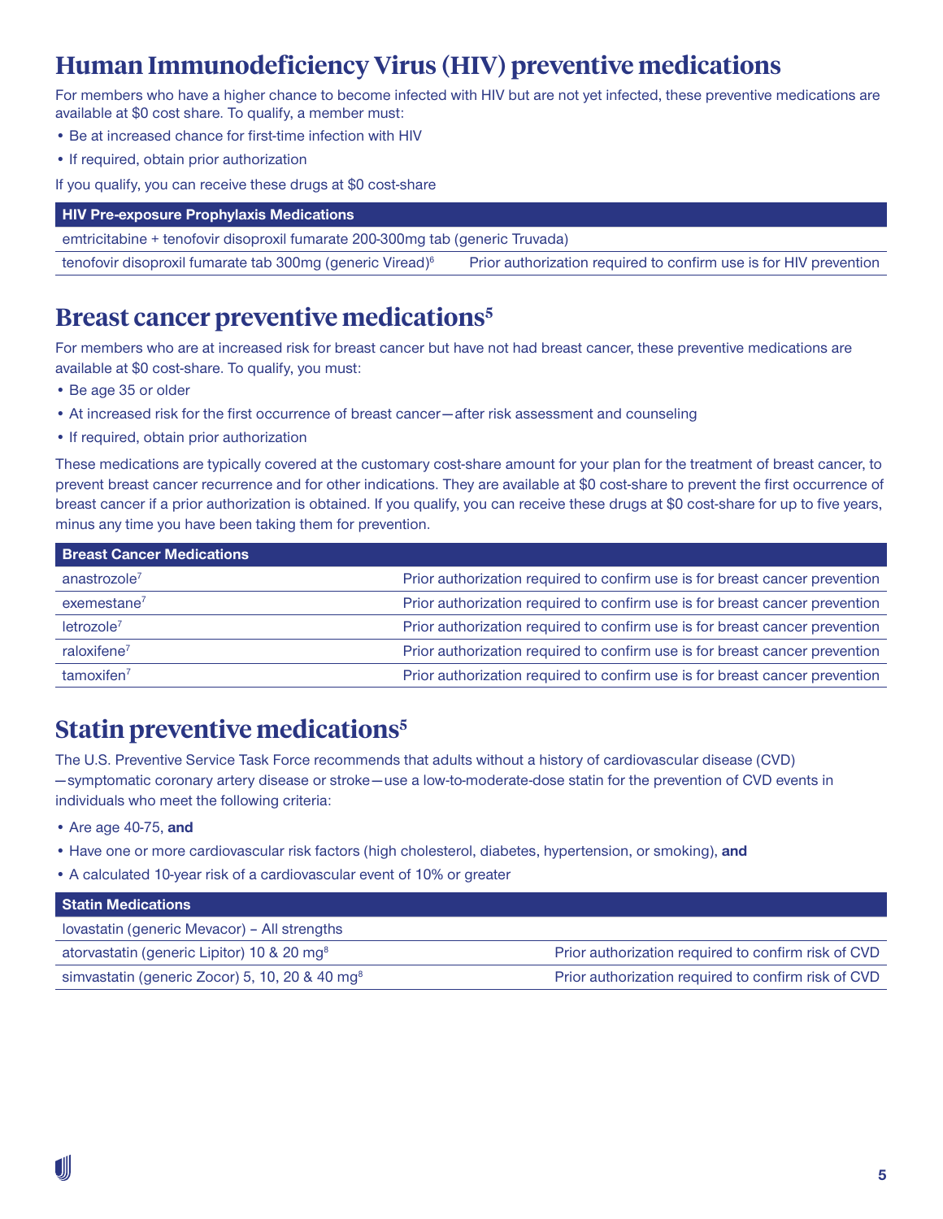# Human Immunodeficiency Virus (HIV) preventive medications

For members who have a higher chance to become infected with HIV but are not yet infected, these preventive medications are available at $0 cost share. To qualify, a member must:

- Be at increased chance for first-time infection with HIV
- If required, obtain prior authorization

If you qualify, you can receive these drugs at $0 cost-share

| HIV Pre-exposure Prophylaxis Medications | |
|---|---|
| emtricitabine + tenofovir disoproxil fumarate 200-300mg tab (generic Truvada) | |
| tenofovir disoproxil fumarate tab 300mg (generic Viread)[6] | Prior authorization required to confirm use is for HIV prevention |

# Breast cancer preventive medications[5]

For members who are at increased risk for breast cancer but have not had breast cancer, these preventive medications are available at $0 cost-share. To qualify, you must:

- Be age 35 or older
- At increased risk for the first occurrence of breast cancer—after risk assessment and counseling
- If required, obtain prior authorization

These medications are typically covered at the customary cost-share amount for your plan for the treatment of breast cancer, to prevent breast cancer recurrence and for other indications. They are available at $0 cost-share to prevent the first occurrence of breast cancer if a prior authorization is obtained. If you qualify, you can receive these drugs at $0 cost-share for up to five years, minus any time you have been taking them for prevention.

| Breast Cancer Medications | |
|---|---|
| anastrozole[7] | Prior authorization required to confirm use is for breast cancer prevention |
| exemestane[7] | Prior authorization required to confirm use is for breast cancer prevention |
| letrozole[7] | Prior authorization required to confirm use is for breast cancer prevention |
| raloxifene[7] | Prior authorization required to confirm use is for breast cancer prevention |
| tamoxifen[7] | Prior authorization required to confirm use is for breast cancer prevention |

# Statin preventive medications[5]

The U.S. Preventive Service Task Force recommends that adults without a history of cardiovascular disease (CVD) —symptomatic coronary artery disease or stroke—use a low-to-moderate-dose statin for the prevention of CVD events in individuals who meet the following criteria:

- Are age 40-75, **and**
- Have one or more cardiovascular risk factors (high cholesterol, diabetes, hypertension, or smoking), **and**
- A calculated 10-year risk of a cardiovascular event of 10% or greater

| Statin Medications | |
|---|---|
| lovastatin (generic Mevacor) – All strengths | |
| atorvastatin (generic Lipitor) 10 & 20 mg[8] | Prior authorization required to confirm risk of CVD |
| simvastatin (generic Zocor) 5, 10, 20 & 40 mg[8] | Prior authorization required to confirm risk of CVD |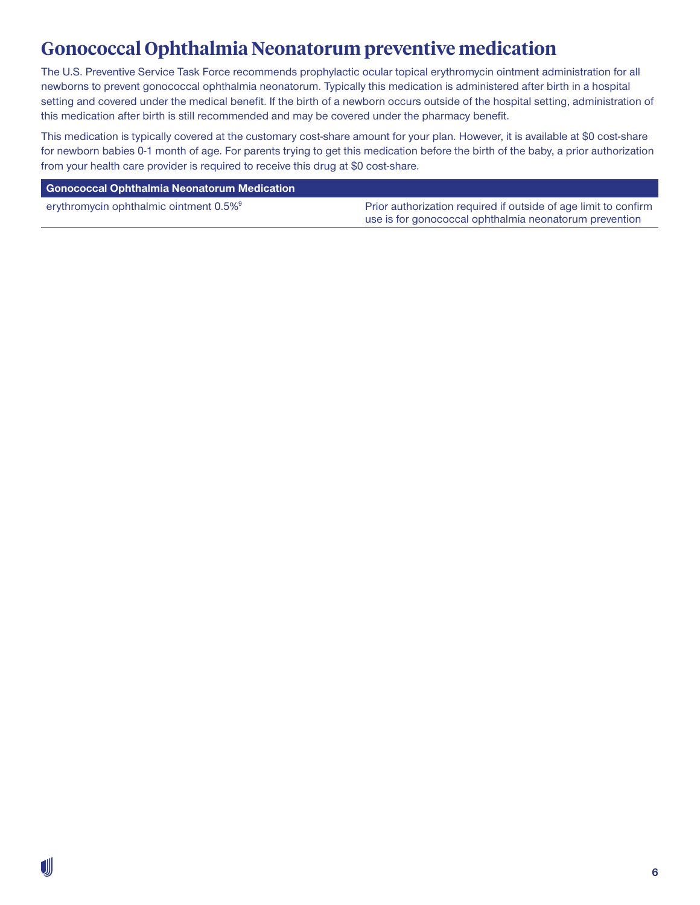# Gonococcal Ophthalmia Neonatorum preventive medication

The U.S. Preventive Service Task Force recommends prophylactic ocular topical erythromycin ointment administration for all newborns to prevent gonococcal ophthalmia neonatorum. Typically this medication is administered after birth in a hospital setting and covered under the medical benefit. If the birth of a newborn occurs outside of the hospital setting, administration of this medication after birth is still recommended and may be covered under the pharmacy benefit.

This medication is typically covered at the customary cost-share amount for your plan. However, it is available at $0 cost-share for newborn babies 0-1 month of age. For parents trying to get this medication before the birth of the baby, a prior authorization from your health care provider is required to receive this drug at $0 cost-share.

| Gonococcal Ophthalmia Neonatorum Medication | |
|---|---|
| erythromycin ophthalmic ointment 0.5%[9] | Prior authorization required if outside of age limit to confirm use is for gonococcal ophthalmia neonatorum prevention |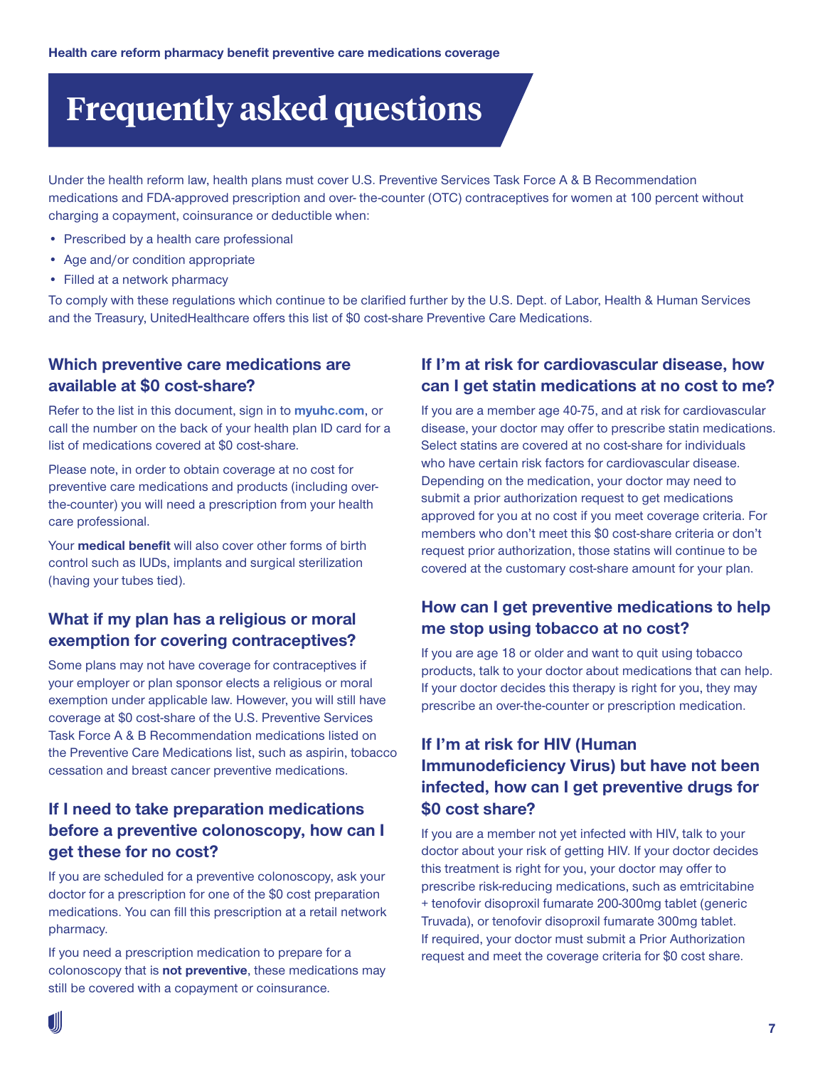# Frequently asked questions

Under the health reform law, health plans must cover U.S. Preventive Services Task Force A & B Recommendation medications and FDA-approved prescription and over- the-counter (OTC) contraceptives for women at 100 percent without charging a copayment, coinsurance or deductible when:

- Prescribed by a health care professional
- Age and/or condition appropriate
- Filled at a network pharmacy

To comply with these regulations which continue to be clarified further by the U.S. Dept. of Labor, Health & Human Services and the Treasury, UnitedHealthcare offers this list of $0 cost-share Preventive Care Medications.

## Which preventive care medications are available at $0 cost-share?

Refer to the list in this document, sign in to **myuhc.com**, or call the number on the back of your health plan ID card for a list of medications covered at $0 cost-share.

Please note, in order to obtain coverage at no cost for preventive care medications and products (including over-the-counter) you will need a prescription from your health care professional.

Your **medical benefit** will also cover other forms of birth control such as IUDs, implants and surgical sterilization (having your tubes tied).

## What if my plan has a religious or moral exemption for covering contraceptives?

Some plans may not have coverage for contraceptives if your employer or plan sponsor elects a religious or moral exemption under applicable law. However, you will still have coverage at $0 cost-share of the U.S. Preventive Services Task Force A & B Recommendation medications listed on the Preventive Care Medications list, such as aspirin, tobacco cessation and breast cancer preventive medications.

## If I need to take preparation medications before a preventive colonoscopy, how can I get these for no cost?

If you are scheduled for a preventive colonoscopy, ask your doctor for a prescription for one of the $0 cost preparation medications. You can fill this prescription at a retail network pharmacy.

If you need a prescription medication to prepare for a colonoscopy that is **not preventive**, these medications may still be covered with a copayment or coinsurance.

## If I'm at risk for cardiovascular disease, how can I get statin medications at no cost to me?

If you are a member age 40-75, and at risk for cardiovascular disease, your doctor may offer to prescribe statin medications. Select statins are covered at no cost-share for individuals who have certain risk factors for cardiovascular disease. Depending on the medication, your doctor may need to submit a prior authorization request to get medications approved for you at no cost if you meet coverage criteria. For members who don't meet this $0 cost-share criteria or don't request prior authorization, those statins will continue to be covered at the customary cost-share amount for your plan.

## How can I get preventive medications to help me stop using tobacco at no cost?

If you are age 18 or older and want to quit using tobacco products, talk to your doctor about medications that can help. If your doctor decides this therapy is right for you, they may prescribe an over-the-counter or prescription medication.

## If I'm at risk for HIV (Human Immunodeficiency Virus) but have not been infected, how can I get preventive drugs for $0 cost share?

If you are a member not yet infected with HIV, talk to your doctor about your risk of getting HIV. If your doctor decides this treatment is right for you, your doctor may offer to prescribe risk-reducing medications, such as emtricitabine + tenofovir disoproxil fumarate 200-300mg tablet (generic Truvada), or tenofovir disoproxil fumarate 300mg tablet. If required, your doctor must submit a Prior Authorization request and meet the coverage criteria for $0 cost share.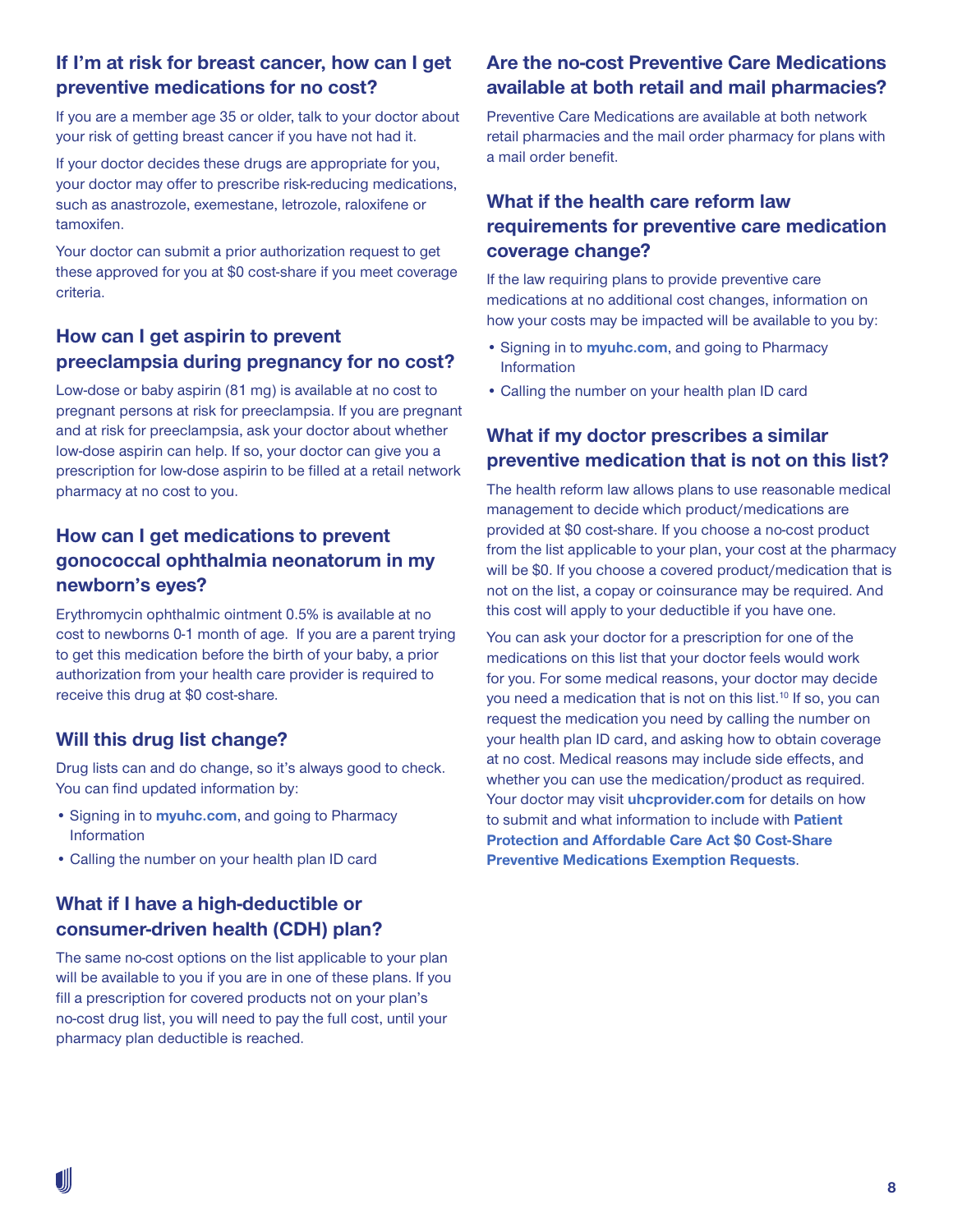## If I'm at risk for breast cancer, how can I get preventive medications for no cost?

If you are a member age 35 or older, talk to your doctor about your risk of getting breast cancer if you have not had it.

If your doctor decides these drugs are appropriate for you, your doctor may offer to prescribe risk-reducing medications, such as anastrozole, exemestane, letrozole, raloxifene or tamoxifen.

Your doctor can submit a prior authorization request to get these approved for you at $0 cost-share if you meet coverage criteria.

## How can I get aspirin to prevent preeclampsia during pregnancy for no cost?

Low-dose or baby aspirin (81 mg) is available at no cost to pregnant persons at risk for preeclampsia. If you are pregnant and at risk for preeclampsia, ask your doctor about whether low-dose aspirin can help. If so, your doctor can give you a prescription for low-dose aspirin to be filled at a retail network pharmacy at no cost to you.

## How can I get medications to prevent gonococcal ophthalmia neonatorum in my newborn's eyes?

Erythromycin ophthalmic ointment 0.5% is available at no cost to newborns 0-1 month of age. If you are a parent trying to get this medication before the birth of your baby, a prior authorization from your health care provider is required to receive this drug at $0 cost-share.

## Will this drug list change?

Drug lists can and do change, so it's always good to check. You can find updated information by:

- Signing in to **myuhc.com**, and going to Pharmacy Information
- Calling the number on your health plan ID card

## What if I have a high-deductible or consumer-driven health (CDH) plan?

The same no-cost options on the list applicable to your plan will be available to you if you are in one of these plans. If you fill a prescription for covered products not on your plan's no-cost drug list, you will need to pay the full cost, until your pharmacy plan deductible is reached.

## Are the no-cost Preventive Care Medications available at both retail and mail pharmacies?

Preventive Care Medications are available at both network retail pharmacies and the mail order pharmacy for plans with a mail order benefit.

## What if the health care reform law requirements for preventive care medication coverage change?

If the law requiring plans to provide preventive care medications at no additional cost changes, information on how your costs may be impacted will be available to you by:

- Signing in to **myuhc.com**, and going to Pharmacy Information
- Calling the number on your health plan ID card

## What if my doctor prescribes a similar preventive medication that is not on this list?

The health reform law allows plans to use reasonable medical management to decide which product/medications are provided at $0 cost-share. If you choose a no-cost product from the list applicable to your plan, your cost at the pharmacy will be $0. If you choose a covered product/medication that is not on the list, a copay or coinsurance may be required. And this cost will apply to your deductible if you have one.

You can ask your doctor for a prescription for one of the medications on this list that your doctor feels would work for you. For some medical reasons, your doctor may decide you need a medication that is not on this list.[10] If so, you can request the medication you need by calling the number on your health plan ID card, and asking how to obtain coverage at no cost. Medical reasons may include side effects, and whether you can use the medication/product as required. Your doctor may visit **uhcprovider.com** for details on how to submit and what information to include with **Patient Protection and Affordable Care Act $0 Cost-Share Preventive Medications Exemption Requests**.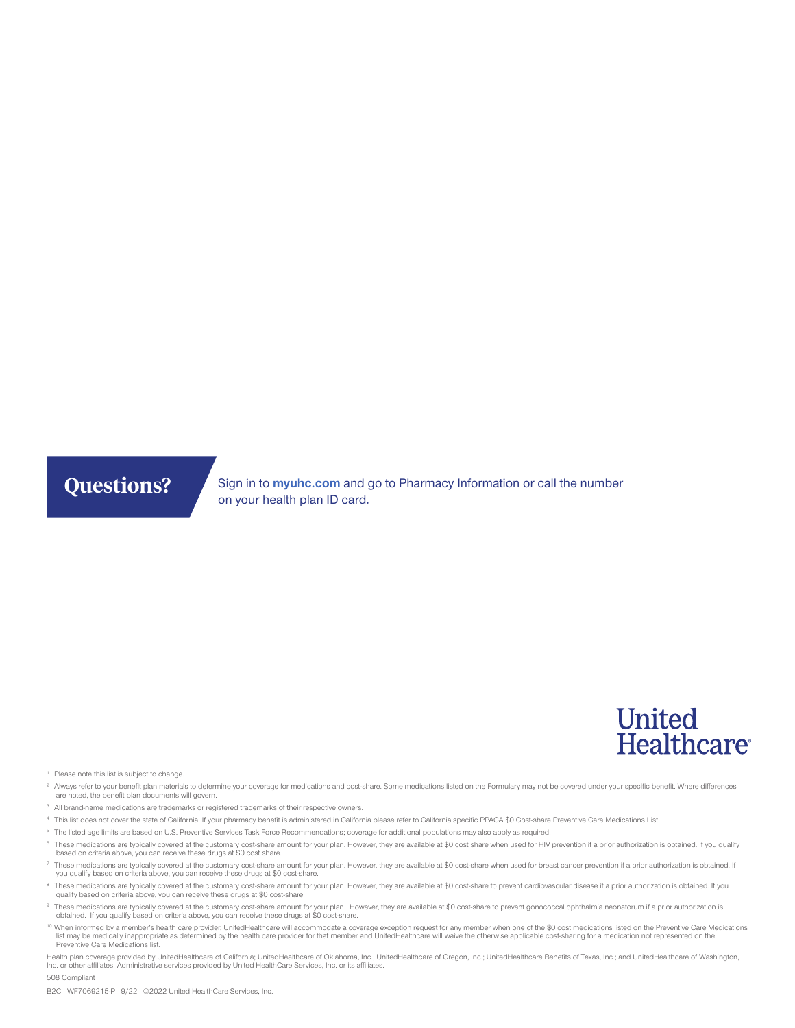## Questions?

Sign in to **myuhc.com** and go to Pharmacy Information or call the number on your health plan ID card.

United Healthcare

[1] Please note this list is subject to change.

[2] Always refer to your benefit plan materials to determine your coverage for medications and cost-share. Some medications listed on the Formulary may not be covered under your specific benefit. Where differences are noted, the benefit plan documents will govern.

[3] All brand-name medications are trademarks or registered trademarks of their respective owners.

[4] This list does not cover the state of California. If your pharmacy benefit is administered in California please refer to California specific PPACA $0 Cost-share Preventive Care Medications List.

[5] The listed age limits are based on U.S. Preventive Services Task Force Recommendations; coverage for additional populations may also apply as required.

[6] These medications are typically covered at the customary cost-share amount for your plan. However, they are available at $0 cost share when used for HIV prevention if a prior authorization is obtained. If you qualify based on criteria above, you can receive these drugs at $0 cost share.

[7] These medications are typically covered at the customary cost-share amount for your plan. However, they are available at $0 cost-share when used for breast cancer prevention if a prior authorization is obtained. If you qualify based on criteria above, you can receive these drugs at $0 cost-share.

[8] These medications are typically covered at the customary cost-share amount for your plan. However, they are available at $0 cost-share to prevent cardiovascular disease if a prior authorization is obtained. If you qualify based on criteria above, you can receive these drugs at $0 cost-share.

[9] These medications are typically covered at the customary cost-share amount for your plan. However, they are available at $0 cost-share to prevent gonococcal ophthalmia neonatorum if a prior authorization is obtained. If you qualify based on criteria above, you can receive these drugs at $0 cost-share.

[10] When informed by a member's health care provider, UnitedHealthcare will accommodate a coverage exception request for any member when one of the $0 cost medications listed on the Preventive Care Medications list may be medically inappropriate as determined by the health care provider for that member and UnitedHealthcare will waive the otherwise applicable cost-sharing for a medication not represented on the Preventive Care Medications list.

Health plan coverage provided by UnitedHealthcare of California; UnitedHealthcare of Oklahoma, Inc.; UnitedHealthcare of Oregon, Inc.; UnitedHealthcare Benefits of Texas, Inc.; and UnitedHealthcare of Washington, Inc. or other affiliates. Administrative services provided by United HealthCare Services, Inc. or its affiliates.

508 Compliant

B2C WF7069215-P 9/22 ©2022 United HealthCare Services, Inc.